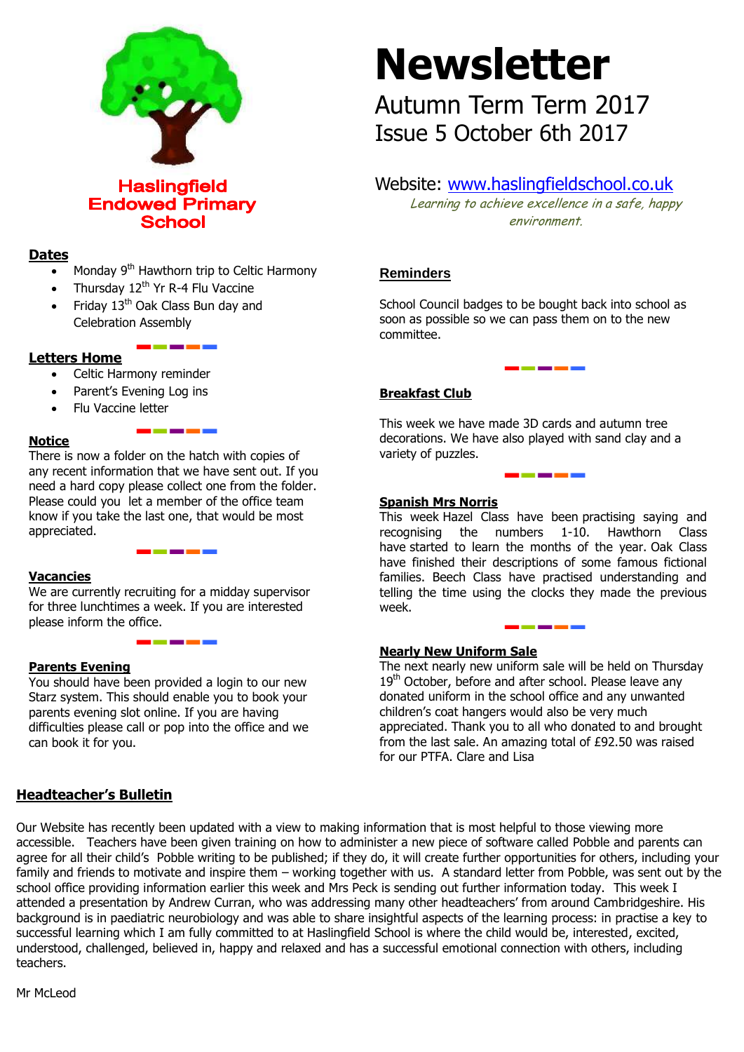# Newsletter

Autumn Term Term 2017
Issue 5 October 6th 2017

**Haslingfield Endowed Primary School**

Website: www.haslingfieldschool.co.uk

*Learning to achieve excellence in a safe, happy environment.*

## Dates

- Monday 9th Hawthorn trip to Celtic Harmony
- Thursday 12th Yr R-4 Flu Vaccine
- Friday 13th Oak Class Bun day and Celebration Assembly

## Letters Home

- Celtic Harmony reminder
- Parent's Evening Log ins
- Flu Vaccine letter

## Notice

There is now a folder on the hatch with copies of any recent information that we have sent out. If you need a hard copy please collect one from the folder. Please could you let a member of the office team know if you take the last one, that would be most appreciated.

## Vacancies

We are currently recruiting for a midday supervisor for three lunchtimes a week. If you are interested please inform the office.

## Parents Evening

You should have been provided a login to our new Starz system. This should enable you to book your parents evening slot online. If you are having difficulties please call or pop into the office and we can book it for you.

## Reminders

School Council badges to be bought back into school as soon as possible so we can pass them on to the new committee.

## Breakfast Club

This week we have made 3D cards and autumn tree decorations. We have also played with sand clay and a variety of puzzles.

## Spanish Mrs Norris

This week Hazel Class have been practising saying and recognising the numbers 1-10. Hawthorn Class have started to learn the months of the year. Oak Class have finished their descriptions of some famous fictional families. Beech Class have practised understanding and telling the time using the clocks they made the previous week.

## Nearly New Uniform Sale

The next nearly new uniform sale will be held on Thursday 19th October, before and after school. Please leave any donated uniform in the school office and any unwanted children's coat hangers would also be very much appreciated. Thank you to all who donated to and brought from the last sale. An amazing total of £92.50 was raised for our PTFA. Clare and Lisa

## Headteacher's Bulletin

Our Website has recently been updated with a view to making information that is most helpful to those viewing more accessible. Teachers have been given training on how to administer a new piece of software called Pobble and parents can agree for all their child's Pobble writing to be published; if they do, it will create further opportunities for others, including your family and friends to motivate and inspire them – working together with us. A standard letter from Pobble, was sent out by the school office providing information earlier this week and Mrs Peck is sending out further information today. This week I attended a presentation by Andrew Curran, who was addressing many other headteachers' from around Cambridgeshire. His background is in paediatric neurobiology and was able to share insightful aspects of the learning process: in practise a key to successful learning which I am fully committed to at Haslingfield School is where the child would be, interested, excited, understood, challenged, believed in, happy and relaxed and has a successful emotional connection with others, including teachers.

Mr McLeod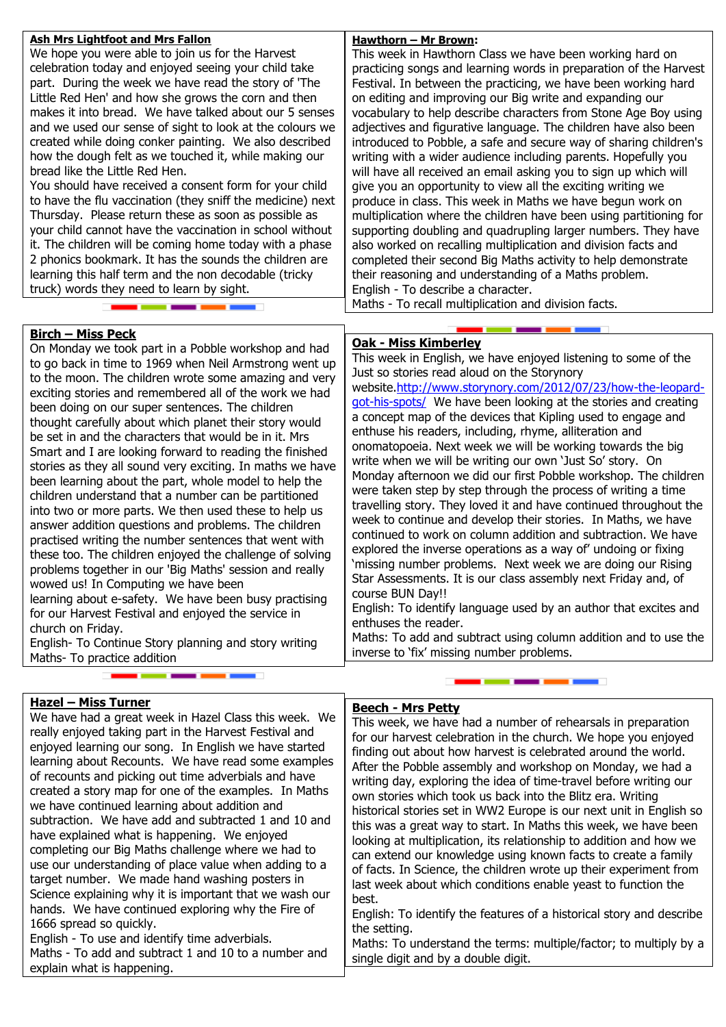## Ash Mrs Lightfoot and Mrs Fallon

We hope you were able to join us for the Harvest celebration today and enjoyed seeing your child take part. During the week we have read the story of 'The Little Red Hen' and how she grows the corn and then makes it into bread. We have talked about our 5 senses and we used our sense of sight to look at the colours we created while doing conker painting. We also described how the dough felt as we touched it, while making our bread like the Little Red Hen.

You should have received a consent form for your child to have the flu vaccination (they sniff the medicine) next Thursday. Please return these as soon as possible as your child cannot have the vaccination in school without it. The children will be coming home today with a phase 2 phonics bookmark. It has the sounds the children are learning this half term and the non decodable (tricky truck) words they need to learn by sight.

## Birch – Miss Peck

On Monday we took part in a Pobble workshop and had to go back in time to 1969 when Neil Armstrong went up to the moon. The children wrote some amazing and very exciting stories and remembered all of the work we had been doing on our super sentences. The children thought carefully about which planet their story would be set in and the characters that would be in it. Mrs Smart and I are looking forward to reading the finished stories as they all sound very exciting. In maths we have been learning about the part, whole model to help the children understand that a number can be partitioned into two or more parts. We then used these to help us answer addition questions and problems. The children practised writing the number sentences that went with these too. The children enjoyed the challenge of solving problems together in our 'Big Maths' session and really wowed us! In Computing we have been learning about e-safety. We have been busy practising for our Harvest Festival and enjoyed the service in church on Friday.

English- To Continue Story planning and story writing

Maths- To practice addition

## Hazel – Miss Turner

We have had a great week in Hazel Class this week. We really enjoyed taking part in the Harvest Festival and enjoyed learning our song. In English we have started learning about Recounts. We have read some examples of recounts and picking out time adverbials and have created a story map for one of the examples. In Maths we have continued learning about addition and subtraction. We have add and subtracted 1 and 10 and have explained what is happening. We enjoyed completing our Big Maths challenge where we had to use our understanding of place value when adding to a target number. We made hand washing posters in Science explaining why it is important that we wash our hands. We have continued exploring why the Fire of 1666 spread so quickly.

English - To use and identify time adverbials.

Maths - To add and subtract 1 and 10 to a number and explain what is happening.

## Hawthorn – Mr Brown:

This week in Hawthorn Class we have been working hard on practising songs and learning words in preparation of the Harvest Festival. In between the practicing, we have been working hard on editing and improving our Big write and expanding our vocabulary to help describe characters from Stone Age Boy using adjectives and figurative language. The children have also been introduced to Pobble, a safe and secure way of sharing children's writing with a wider audience including parents. Hopefully you will have all received an email asking you to sign up which will give you an opportunity to view all the exciting writing we produce in class. This week in Maths we have begun work on multiplication where the children have been using partitioning for supporting doubling and quadrupling larger numbers. They have also worked on recalling multiplication and division facts and completed their second Big Maths activity to help demonstrate their reasoning and understanding of a Maths problem.

English - To describe a character.

Maths - To recall multiplication and division facts.

## Oak - Miss Kimberley

This week in English, we have enjoyed listening to some of the Just so stories read aloud on the Storynory website.http://www.storynory.com/2012/07/23/how-the-leopard-got-his-spots/ We have been looking at the stories and creating a concept map of the devices that Kipling used to engage and enthuse his readers, including, rhyme, alliteration and onomatopoeia. Next week we will be working towards the big write when we will be writing our own 'Just So' story. On Monday afternoon we did our first Pobble workshop. The children were taken step by step through the process of writing a time travelling story. They loved it and have continued throughout the week to continue and develop their stories. In Maths, we have continued to work on column addition and subtraction. We have explored the inverse operations as a way of' undoing or fixing 'missing number problems. Next week we are doing our Rising Star Assessments. It is our class assembly next Friday and, of course BUN Day!!

English: To identify language used by an author that excites and enthuses the reader.

Maths: To add and subtract using column addition and to use the inverse to 'fix' missing number problems.

## Beech - Mrs Petty

This week, we have had a number of rehearsals in preparation for our harvest celebration in the church. We hope you enjoyed finding out about how harvest is celebrated around the world. After the Pobble assembly and workshop on Monday, we had a writing day, exploring the idea of time-travel before writing our own stories which took us back into the Blitz era. Writing historical stories set in WW2 Europe is our next unit in English so this was a great way to start. In Maths this week, we have been looking at multiplication, its relationship to addition and how we can extend our knowledge using known facts to create a family of facts. In Science, the children wrote up their experiment from last week about which conditions enable yeast to function the best.

English: To identify the features of a historical story and describe the setting.

Maths: To understand the terms: multiple/factor; to multiply by a single digit and by a double digit.